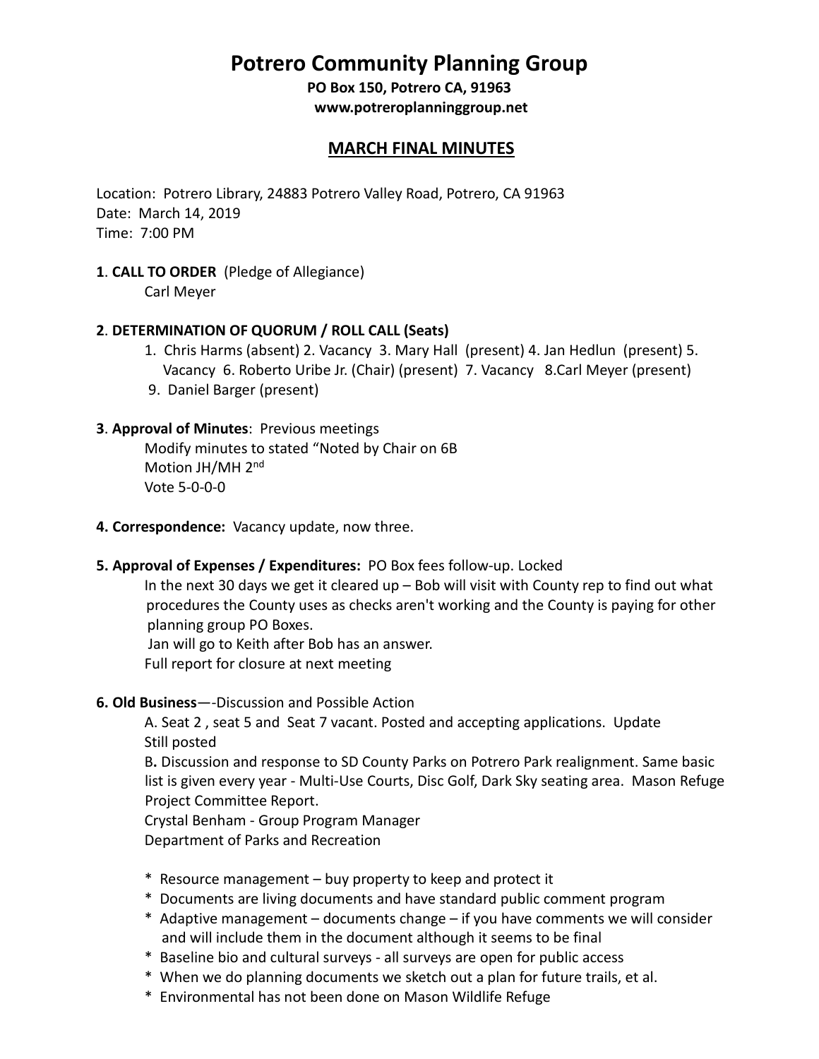# Potrero Community Planning Group

**PO Box 150, Potrero CA, 91963**
**www.potreroplanninggroup.net**

## MARCH FINAL MINUTES

Location: Potrero Library, 24883 Potrero Valley Road, Potrero, CA 91963
Date: March 14, 2019
Time: 7:00 PM

**1**. **CALL TO ORDER** (Pledge of Allegiance)
Carl Meyer

**2**. **DETERMINATION OF QUORUM / ROLL CALL (Seats)**
1. Chris Harms (absent) 2. Vacancy 3. Mary Hall (present) 4. Jan Hedlun (present) 5. Vacancy 6. Roberto Uribe Jr. (Chair) (present) 7. Vacancy 8.Carl Meyer (present)
9. Daniel Barger (present)

**3**. **Approval of Minutes**: Previous meetings
Modify minutes to stated "Noted by Chair on 6B
Motion JH/MH 2nd
Vote 5-0-0-0

**4. Correspondence:** Vacancy update, now three.

**5. Approval of Expenses / Expenditures:** PO Box fees follow-up. Locked
In the next 30 days we get it cleared up – Bob will visit with County rep to find out what procedures the County uses as checks aren't working and the County is paying for other planning group PO Boxes.
Jan will go to Keith after Bob has an answer.
Full report for closure at next meeting

**6. Old Business**—-Discussion and Possible Action
A. Seat 2 , seat 5 and Seat 7 vacant. Posted and accepting applications. Update
Still posted
B**.** Discussion and response to SD County Parks on Potrero Park realignment. Same basic list is given every year - Multi-Use Courts, Disc Golf, Dark Sky seating area. Mason Refuge Project Committee Report.
Crystal Benham - Group Program Manager
Department of Parks and Recreation

* Resource management – buy property to keep and protect it
* Documents are living documents and have standard public comment program
* Adaptive management – documents change – if you have comments we will consider and will include them in the document although it seems to be final
* Baseline bio and cultural surveys - all surveys are open for public access
* When we do planning documents we sketch out a plan for future trails, et al.
* Environmental has not been done on Mason Wildlife Refuge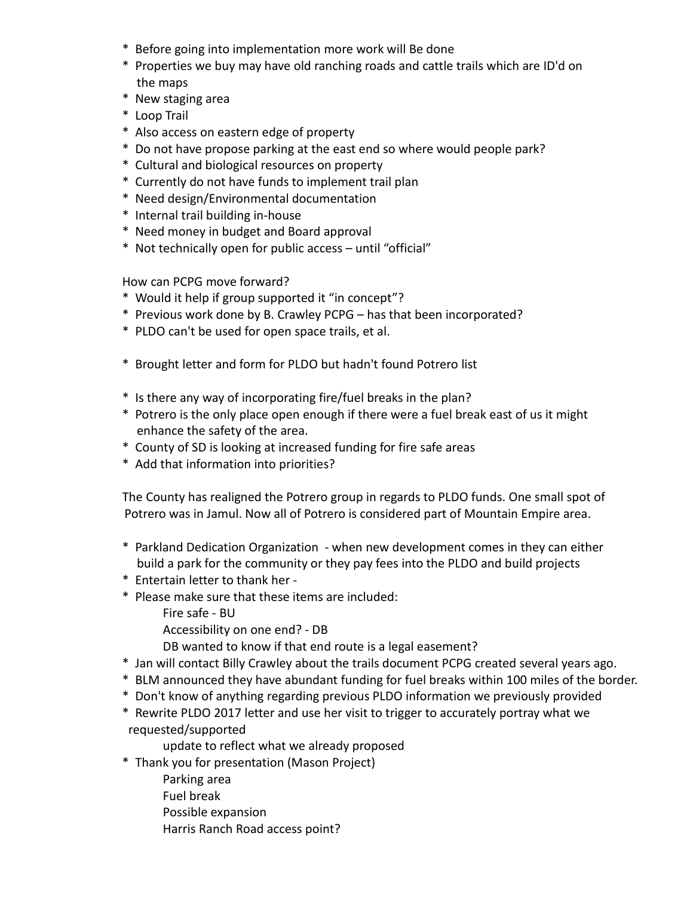* Before going into implementation more work will Be done
* Properties we buy may have old ranching roads and cattle trails which are ID'd on the maps
* New staging area
* Loop Trail
* Also access on eastern edge of property
* Do not have propose parking at the east end so where would people park?
* Cultural and biological resources on property
* Currently do not have funds to implement trail plan
* Need design/Environmental documentation
* Internal trail building in-house
* Need money in budget and Board approval
* Not technically open for public access – until "official"

How can PCPG move forward?

* Would it help if group supported it "in concept"?
* Previous work done by B. Crawley PCPG – has that been incorporated?
* PLDO can't be used for open space trails, et al.

* Brought letter and form for PLDO but hadn't found Potrero list

* Is there any way of incorporating fire/fuel breaks in the plan?
* Potrero is the only place open enough if there were a fuel break east of us it might enhance the safety of the area.
* County of SD is looking at increased funding for fire safe areas
* Add that information into priorities?

The County has realigned the Potrero group in regards to PLDO funds. One small spot of Potrero was in Jamul. Now all of Potrero is considered part of Mountain Empire area.

* Parkland Dedication Organization - when new development comes in they can either build a park for the community or they pay fees into the PLDO and build projects
* Entertain letter to thank her -
* Please make sure that these items are included:
  - Fire safe - BU
  - Accessibility on one end? - DB
  - DB wanted to know if that end route is a legal easement?
* Jan will contact Billy Crawley about the trails document PCPG created several years ago.
* BLM announced they have abundant funding for fuel breaks within 100 miles of the border.
* Don't know of anything regarding previous PLDO information we previously provided
* Rewrite PLDO 2017 letter and use her visit to trigger to accurately portray what we requested/supported
  - update to reflect what we already proposed
* Thank you for presentation (Mason Project)
  - Parking area
  - Fuel break
  - Possible expansion
  - Harris Ranch Road access point?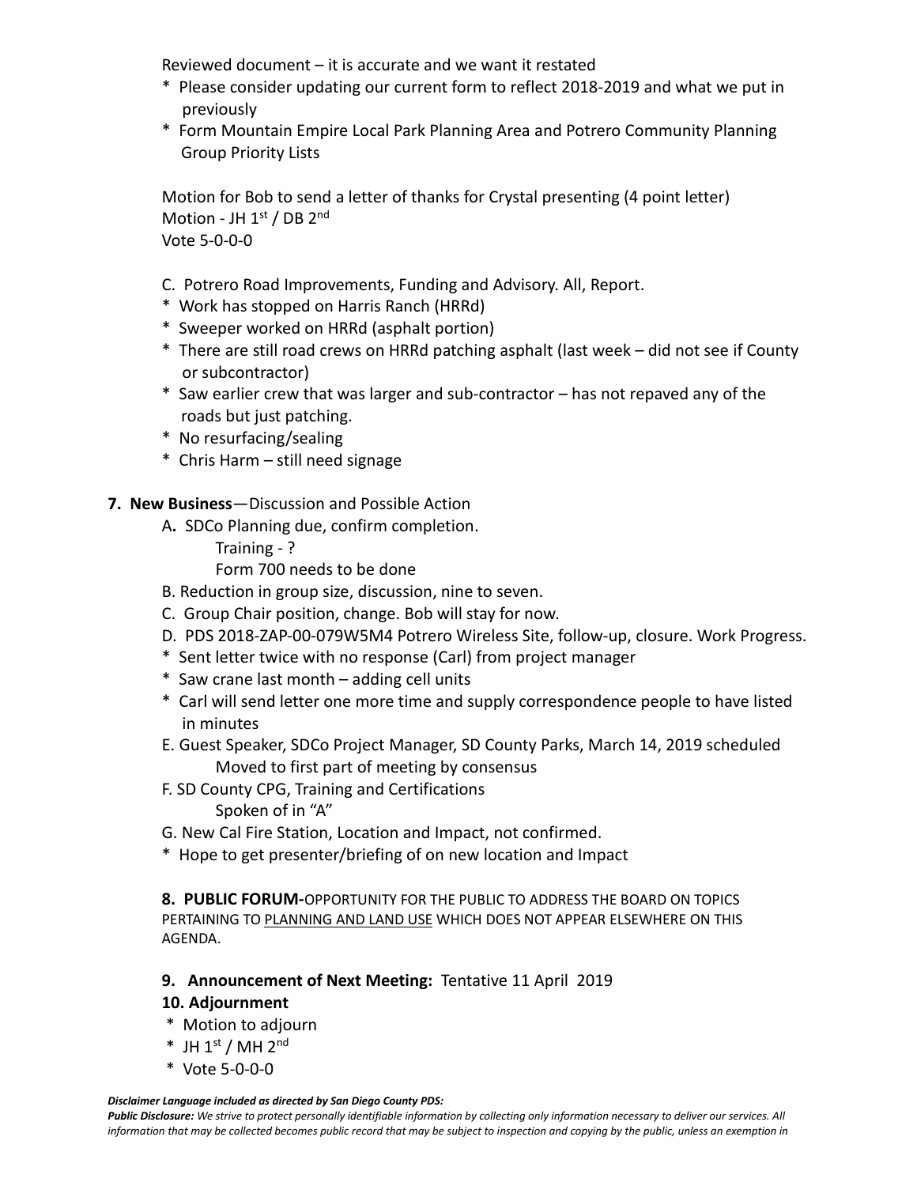Reviewed document – it is accurate and we want it restated

* Please consider updating our current form to reflect 2018-2019 and what we put in previously
* Form Mountain Empire Local Park Planning Area and Potrero Community Planning Group Priority Lists

Motion for Bob to send a letter of thanks for Crystal presenting (4 point letter)
Motion - JH 1st / DB 2nd
Vote 5-0-0-0

C. Potrero Road Improvements, Funding and Advisory. All, Report.

* Work has stopped on Harris Ranch (HRRd)
* Sweeper worked on HRRd (asphalt portion)
* There are still road crews on HRRd patching asphalt (last week – did not see if County or subcontractor)
* Saw earlier crew that was larger and sub-contractor – has not repaved any of the roads but just patching.
* No resurfacing/sealing
* Chris Harm – still need signage

**7. New Business**—Discussion and Possible Action

A**.** SDCo Planning due, confirm completion.
Training - ?
Form 700 needs to be done

B. Reduction in group size, discussion, nine to seven.

C. Group Chair position, change. Bob will stay for now.

D. PDS 2018-ZAP-00-079W5M4 Potrero Wireless Site, follow-up, closure. Work Progress.

* Sent letter twice with no response (Carl) from project manager
* Saw crane last month – adding cell units
* Carl will send letter one more time and supply correspondence people to have listed in minutes

E. Guest Speaker, SDCo Project Manager, SD County Parks, March 14, 2019 scheduled
Moved to first part of meeting by consensus

F. SD County CPG, Training and Certifications
Spoken of in "A"

G. New Cal Fire Station, Location and Impact, not confirmed.

* Hope to get presenter/briefing of on new location and Impact

**8. PUBLIC FORUM-**OPPORTUNITY FOR THE PUBLIC TO ADDRESS THE BOARD ON TOPICS PERTAINING TO PLANNING AND LAND USE WHICH DOES NOT APPEAR ELSEWHERE ON THIS AGENDA.

**9. Announcement of Next Meeting:** Tentative 11 April 2019

**10. Adjournment**

* Motion to adjourn
* JH 1st / MH 2nd
* Vote 5-0-0-0

***Disclaimer Language included as directed by San Diego County PDS:***

***Public Disclosure:*** *We strive to protect personally identifiable information by collecting only information necessary to deliver our services. All information that may be collected becomes public record that may be subject to inspection and copying by the public, unless an exemption in*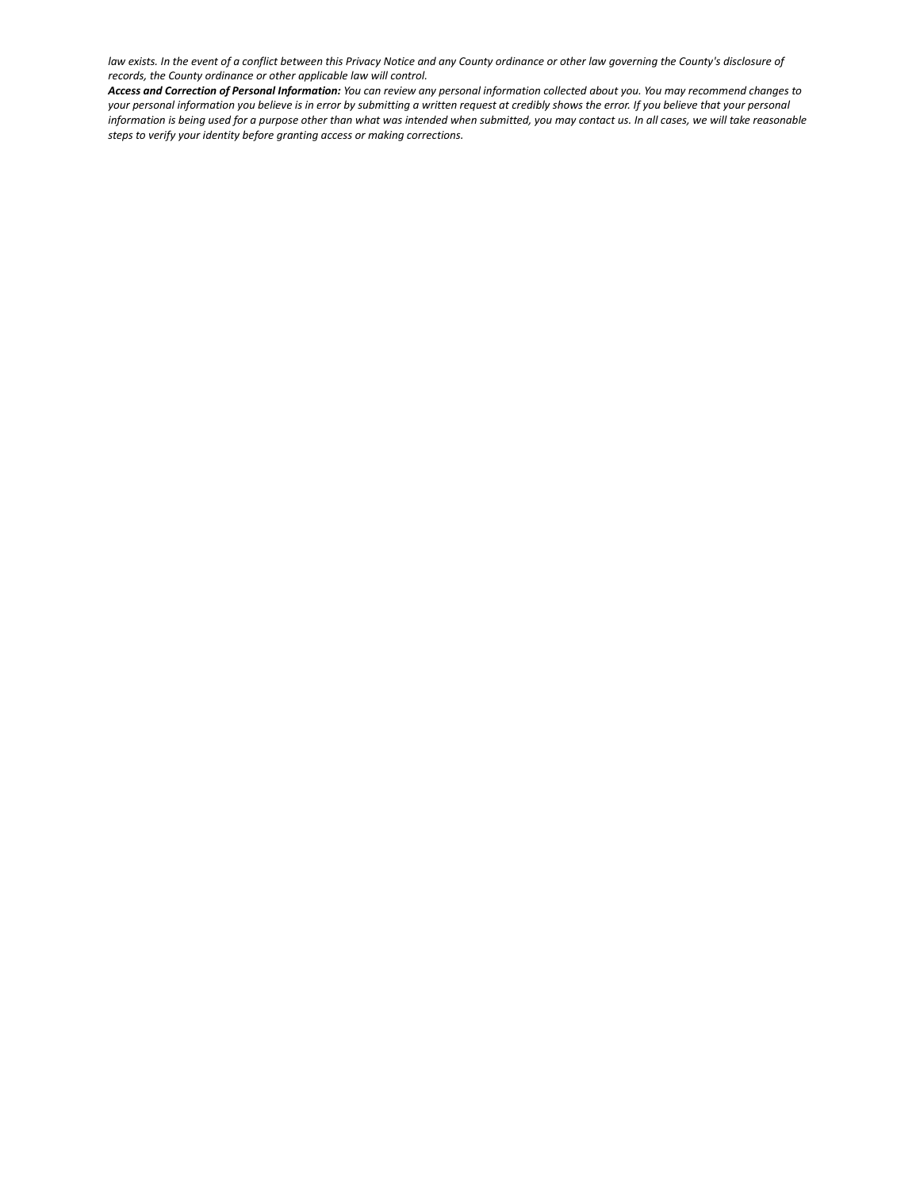*law exists. In the event of a conflict between this Privacy Notice and any County ordinance or other law governing the County's disclosure of records, the County ordinance or other applicable law will control.*

***Access and Correction of Personal Information:*** *You can review any personal information collected about you. You may recommend changes to your personal information you believe is in error by submitting a written request at credibly shows the error. If you believe that your personal information is being used for a purpose other than what was intended when submitted, you may contact us. In all cases, we will take reasonable steps to verify your identity before granting access or making corrections.*